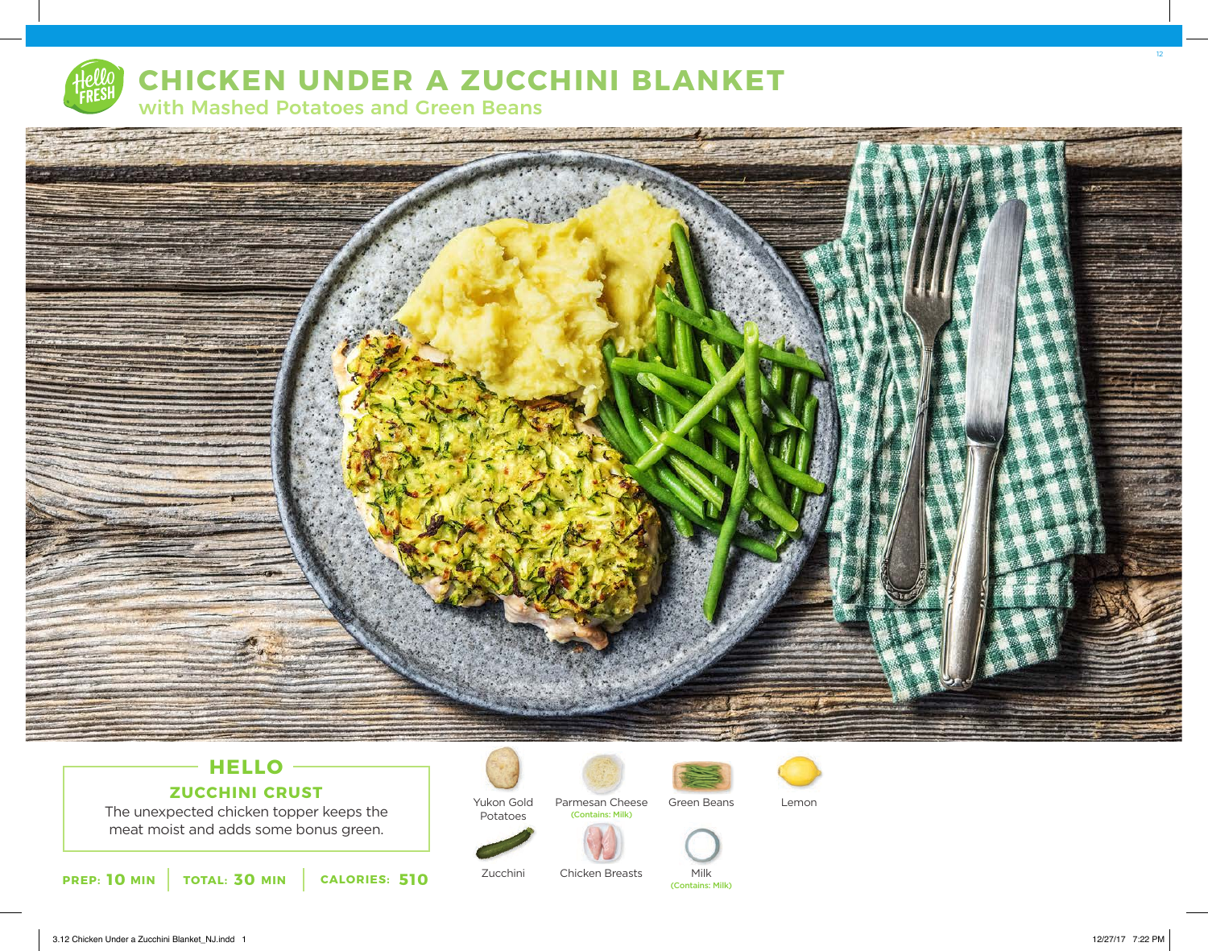# CHICKEN UNDER A ZUCCHINI BLANKET

## with Mashed Potatoes and Green Beans

### HELLO

**ZUCCHINI CRUST**

The unexpected chicken topper keeps the meat moist and adds some bonus green.

**PREP: 10 MIN** | **TOTAL: 30 MIN** | **CALORIES: 510**

- Yukon Gold Potatoes
- Parmesan Cheese (Contains: Milk)
- Green Beans
- Lemon
- Zucchini
- Chicken Breasts
- Milk (Contains: Milk)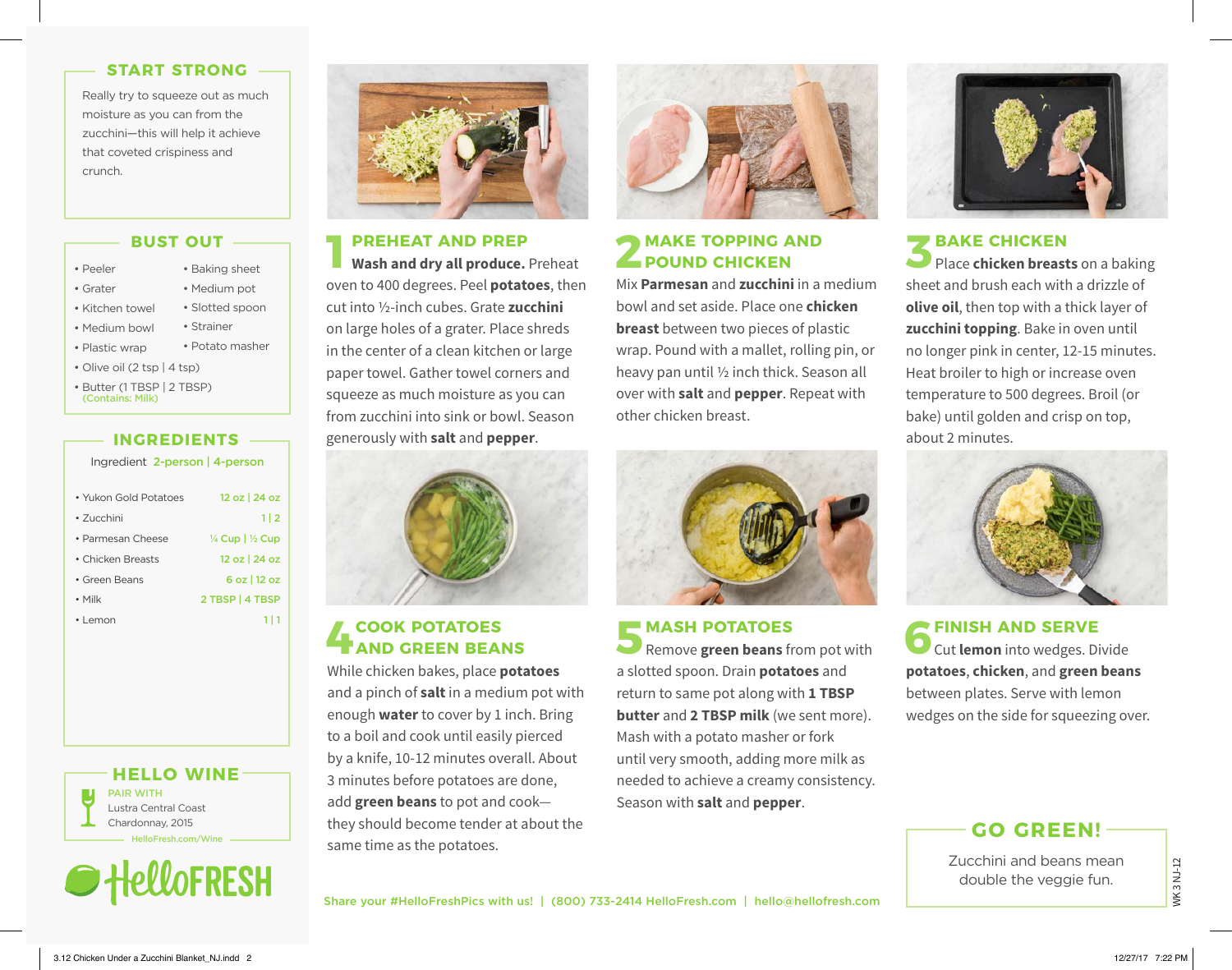## START STRONG

Really try to squeeze out as much moisture as you can from the zucchini—this will help it achieve that coveted crispiness and crunch.

## BUST OUT

- Peeler
- Grater
- Kitchen towel
- Medium bowl
- Plastic wrap
- Baking sheet
- Medium pot
- Slotted spoon
- Strainer
- Potato masher
- Olive oil (2 tsp | 4 tsp)
- Butter (1 TBSP | 2 TBSP) (Contains: Milk)

## INGREDIENTS

| Ingredient | 2-person \| 4-person |
|---|---|
| Yukon Gold Potatoes | 12 oz \| 24 oz |
| Zucchini | 1 \| 2 |
| Parmesan Cheese | ¼ Cup \| ½ Cup |
| Chicken Breasts | 12 oz \| 24 oz |
| Green Beans | 6 oz \| 12 oz |
| Milk | 2 TBSP \| 4 TBSP |
| Lemon | 1 \| 1 |

## HELLO WINE

PAIR WITH
Lustra Central Coast Chardonnay, 2015
HelloFresh.com/Wine

HelloFRESH

## 1 PREHEAT AND PREP

**Wash and dry all produce.** Preheat oven to 400 degrees. Peel **potatoes**, then cut into ½-inch cubes. Grate **zucchini** on large holes of a grater. Place shreds in the center of a clean kitchen or large paper towel. Gather towel corners and squeeze as much moisture as you can from zucchini into sink or bowl. Season generously with **salt** and **pepper**.

## 2 MAKE TOPPING AND POUND CHICKEN

Mix **Parmesan** and **zucchini** in a medium bowl and set aside. Place one **chicken breast** between two pieces of plastic wrap. Pound with a mallet, rolling pin, or heavy pan until ½ inch thick. Season all over with **salt** and **pepper**. Repeat with other chicken breast.

## 3 BAKE CHICKEN

Place **chicken breasts** on a baking sheet and brush each with a drizzle of **olive oil**, then top with a thick layer of **zucchini topping**. Bake in oven until no longer pink in center, 12-15 minutes. Heat broiler to high or increase oven temperature to 500 degrees. Broil (or bake) until golden and crisp on top, about 2 minutes.

## 4 COOK POTATOES AND GREEN BEANS

While chicken bakes, place **potatoes** and a pinch of **salt** in a medium pot with enough **water** to cover by 1 inch. Bring to a boil and cook until easily pierced by a knife, 10-12 minutes overall. About 3 minutes before potatoes are done, add **green beans** to pot and cook—they should become tender at about the same time as the potatoes.

## 5 MASH POTATOES

Remove **green beans** from pot with a slotted spoon. Drain **potatoes** and return to same pot along with **1 TBSP butter** and **2 TBSP milk** (we sent more). Mash with a potato masher or fork until very smooth, adding more milk as needed to achieve a creamy consistency. Season with **salt** and **pepper**.

## 6 FINISH AND SERVE

Cut **lemon** into wedges. Divide **potatoes**, **chicken**, and **green beans** between plates. Serve with lemon wedges on the side for squeezing over.

## GO GREEN!

Zucchini and beans mean double the veggie fun.

Share your #HelloFreshPics with us! | (800) 733-2414 HelloFresh.com | hello@hellofresh.com

WK 3 NJ-12